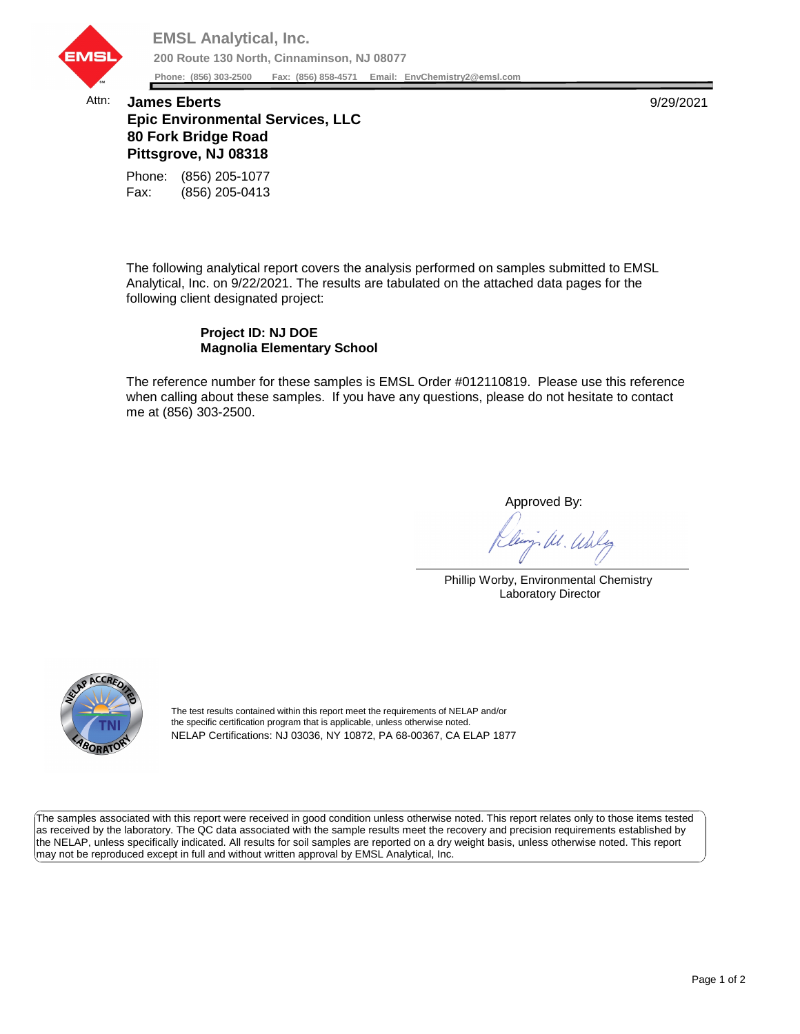**EMSL Analytical, Inc.**
**200 Route 130 North, Cinnaminson, NJ 08077**
**Phone: (856) 303-2500 Fax: (856) 858-4571 Email: EnvChemistry2@emsl.com**

Attn: **James Eberts**
**Epic Environmental Services, LLC**
**80 Fork Bridge Road**
**Pittsgrove, NJ 08318**

9/29/2021

Phone: (856) 205-1077
Fax: (856) 205-0413

The following analytical report covers the analysis performed on samples submitted to EMSL Analytical, Inc. on 9/22/2021. The results are tabulated on the attached data pages for the following client designated project:

**Project ID: NJ DOE**
**Magnolia Elementary School**

The reference number for these samples is EMSL Order #012110819. Please use this reference when calling about these samples. If you have any questions, please do not hesitate to contact me at (856) 303-2500.

Approved By:

Phillip Worby, Environmental Chemistry
Laboratory Director

The test results contained within this report meet the requirements of NELAP and/or the specific certification program that is applicable, unless otherwise noted.
NELAP Certifications: NJ 03036, NY 10872, PA 68-00367, CA ELAP 1877

The samples associated with this report were received in good condition unless otherwise noted. This report relates only to those items tested as received by the laboratory. The QC data associated with the sample results meet the recovery and precision requirements established by the NELAP, unless specifically indicated. All results for soil samples are reported on a dry weight basis, unless otherwise noted. This report may not be reproduced except in full and without written approval by EMSL Analytical, Inc.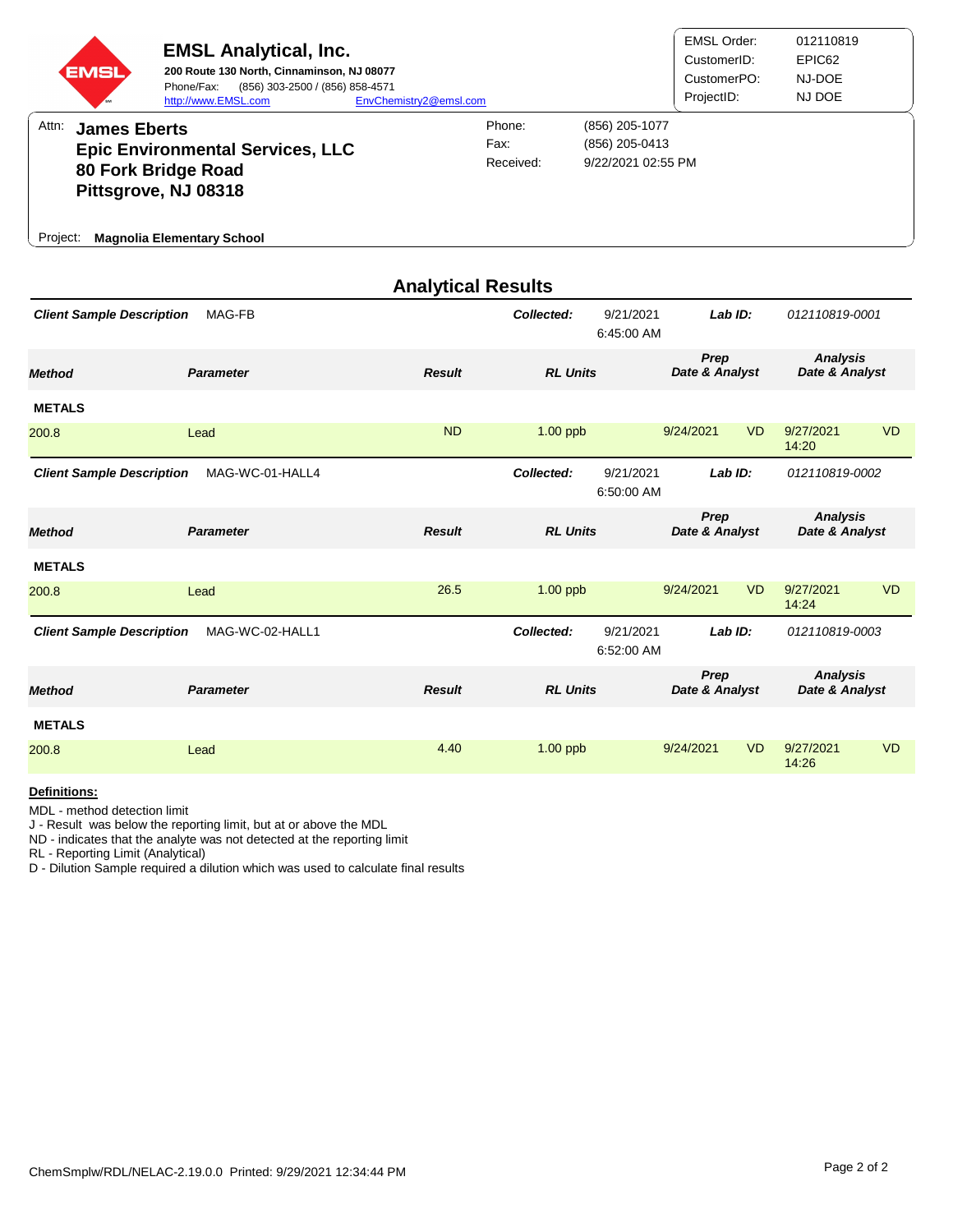**EMSL Analytical, Inc.**
**200 Route 130 North, Cinnaminson, NJ 08077**
Phone/Fax: (856) 303-2500 / (856) 858-4571
http://www.EMSL.com EnvChemistry2@emsl.com

| | |
|---|---|
| EMSL Order: | 012110819 |
| CustomerID: | EPIC62 |
| CustomerPO: | NJ-DOE |
| ProjectID: | NJ DOE |

Attn: **James Eberts**
**Epic Environmental Services, LLC**
**80 Fork Bridge Road**
**Pittsgrove, NJ 08318**

| | |
|---|---|
| Phone: | (856) 205-1077 |
| Fax: | (856) 205-0413 |
| Received: | 9/22/2021 02:55 PM |

Project: **Magnolia Elementary School**

## Analytical Results

***Client Sample Description*** MAG-FB — ***Collected:*** 9/21/2021 6:45:00 AM — ***Lab ID:*** *012110819-0001*

| Method | Parameter | Result | RL Units | Prep Date & Analyst | | Analysis Date & Analyst | |
|---|---|---|---|---|---|---|---|
| **METALS** | | | | | | | |
| 200.8 | Lead | ND | 1.00 ppb | 9/24/2021 | VD | 9/27/2021 14:20 | VD |

***Client Sample Description*** MAG-WC-01-HALL4 — ***Collected:*** 9/21/2021 6:50:00 AM — ***Lab ID:*** *012110819-0002*

| Method | Parameter | Result | RL Units | Prep Date & Analyst | | Analysis Date & Analyst | |
|---|---|---|---|---|---|---|---|
| **METALS** | | | | | | | |
| 200.8 | Lead | 26.5 | 1.00 ppb | 9/24/2021 | VD | 9/27/2021 14:24 | VD |

***Client Sample Description*** MAG-WC-02-HALL1 — ***Collected:*** 9/21/2021 6:52:00 AM — ***Lab ID:*** *012110819-0003*

| Method | Parameter | Result | RL Units | Prep Date & Analyst | | Analysis Date & Analyst | |
|---|---|---|---|---|---|---|---|
| **METALS** | | | | | | | |
| 200.8 | Lead | 4.40 | 1.00 ppb | 9/24/2021 | VD | 9/27/2021 14:26 | VD |

**Definitions:**

MDL - method detection limit
J - Result was below the reporting limit, but at or above the MDL
ND - indicates that the analyte was not detected at the reporting limit
RL - Reporting Limit (Analytical)
D - Dilution Sample required a dilution which was used to calculate final results

ChemSmplw/RDL/NELAC-2.19.0.0 Printed: 9/29/2021 12:34:44 PM